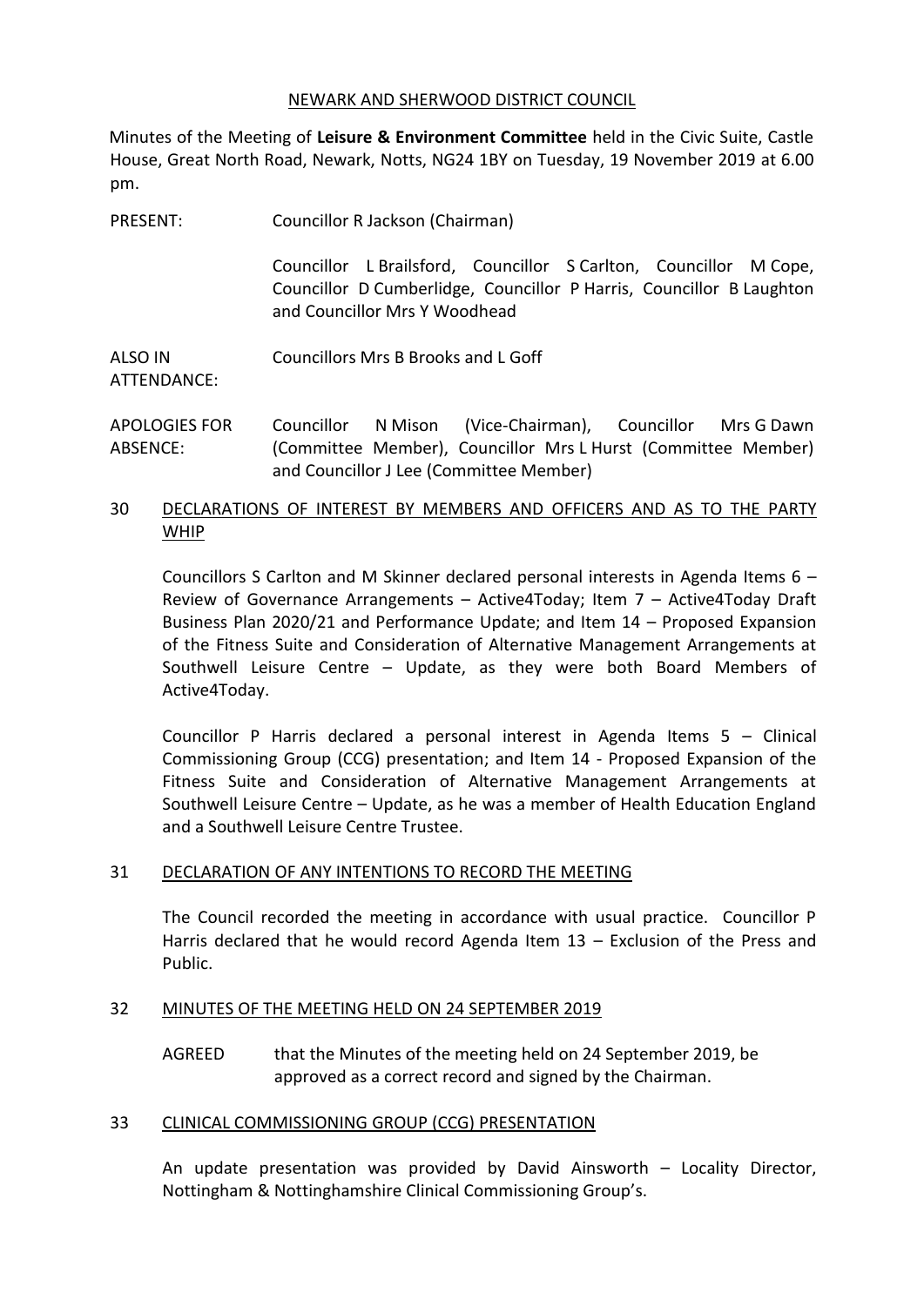NEWARK AND SHERWOOD DISTRICT COUNCIL

Minutes of the Meeting of **Leisure & Environment Committee** held in the Civic Suite, Castle House, Great North Road, Newark, Notts, NG24 1BY on Tuesday, 19 November 2019 at 6.00 pm.

PRESENT: Councillor R Jackson (Chairman)

Councillor L Brailsford, Councillor S Carlton, Councillor M Cope, Councillor D Cumberlidge, Councillor P Harris, Councillor B Laughton and Councillor Mrs Y Woodhead

ALSO IN ATTENDANCE: Councillors Mrs B Brooks and L Goff

APOLOGIES FOR ABSENCE: Councillor N Mison (Vice-Chairman), Councillor Mrs G Dawn (Committee Member), Councillor Mrs L Hurst (Committee Member) and Councillor J Lee (Committee Member)

## 30 DECLARATIONS OF INTEREST BY MEMBERS AND OFFICERS AND AS TO THE PARTY WHIP

Councillors S Carlton and M Skinner declared personal interests in Agenda Items 6 – Review of Governance Arrangements – Active4Today; Item 7 – Active4Today Draft Business Plan 2020/21 and Performance Update; and Item 14 – Proposed Expansion of the Fitness Suite and Consideration of Alternative Management Arrangements at Southwell Leisure Centre – Update, as they were both Board Members of Active4Today.

Councillor P Harris declared a personal interest in Agenda Items 5 – Clinical Commissioning Group (CCG) presentation; and Item 14 - Proposed Expansion of the Fitness Suite and Consideration of Alternative Management Arrangements at Southwell Leisure Centre – Update, as he was a member of Health Education England and a Southwell Leisure Centre Trustee.

## 31 DECLARATION OF ANY INTENTIONS TO RECORD THE MEETING

The Council recorded the meeting in accordance with usual practice. Councillor P Harris declared that he would record Agenda Item 13 – Exclusion of the Press and Public.

## 32 MINUTES OF THE MEETING HELD ON 24 SEPTEMBER 2019

AGREED that the Minutes of the meeting held on 24 September 2019, be approved as a correct record and signed by the Chairman.

## 33 CLINICAL COMMISSIONING GROUP (CCG) PRESENTATION

An update presentation was provided by David Ainsworth – Locality Director, Nottingham & Nottinghamshire Clinical Commissioning Group's.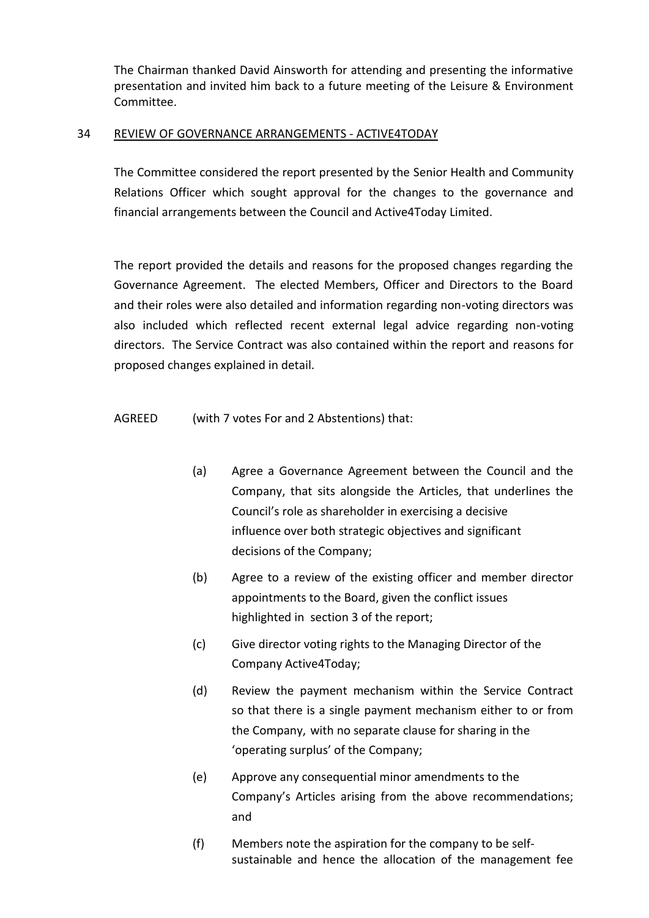The Chairman thanked David Ainsworth for attending and presenting the informative presentation and invited him back to a future meeting of the Leisure & Environment Committee.

## 34 REVIEW OF GOVERNANCE ARRANGEMENTS - ACTIVE4TODAY

The Committee considered the report presented by the Senior Health and Community Relations Officer which sought approval for the changes to the governance and financial arrangements between the Council and Active4Today Limited.

The report provided the details and reasons for the proposed changes regarding the Governance Agreement. The elected Members, Officer and Directors to the Board and their roles were also detailed and information regarding non-voting directors was also included which reflected recent external legal advice regarding non-voting directors. The Service Contract was also contained within the report and reasons for proposed changes explained in detail.

AGREED (with 7 votes For and 2 Abstentions) that:

(a) Agree a Governance Agreement between the Council and the Company, that sits alongside the Articles, that underlines the Council's role as shareholder in exercising a decisive influence over both strategic objectives and significant decisions of the Company;

(b) Agree to a review of the existing officer and member director appointments to the Board, given the conflict issues highlighted in section 3 of the report;

(c) Give director voting rights to the Managing Director of the Company Active4Today;

(d) Review the payment mechanism within the Service Contract so that there is a single payment mechanism either to or from the Company, with no separate clause for sharing in the 'operating surplus' of the Company;

(e) Approve any consequential minor amendments to the Company's Articles arising from the above recommendations; and

(f) Members note the aspiration for the company to be self-sustainable and hence the allocation of the management fee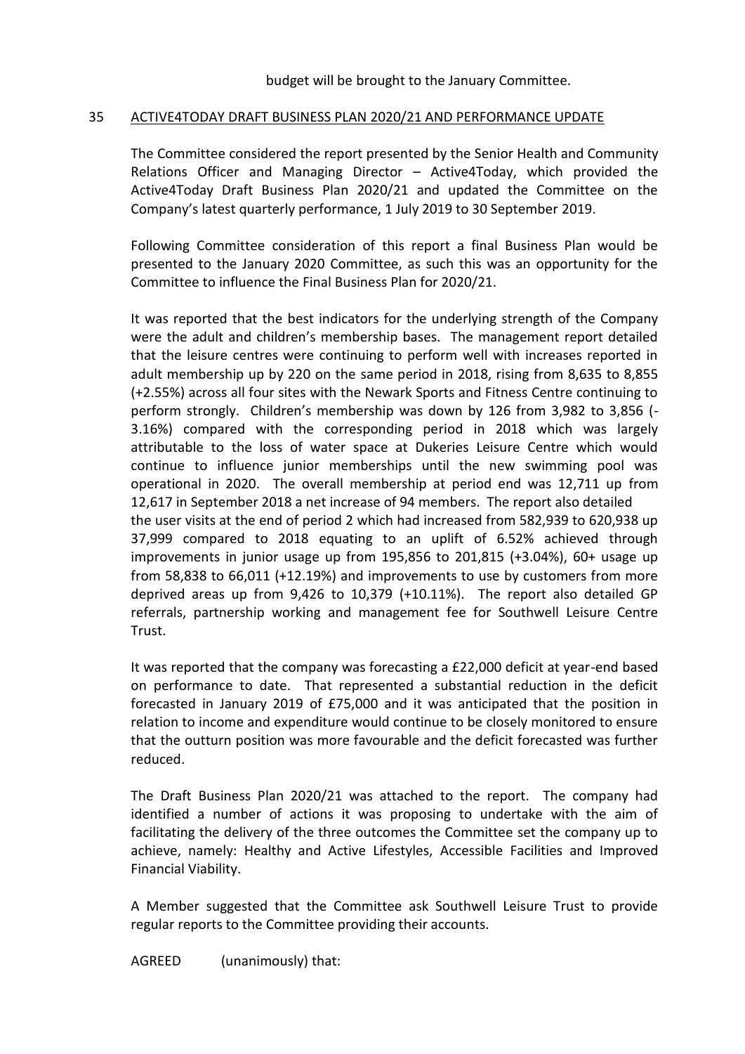budget will be brought to the January Committee.

## 35 ACTIVE4TODAY DRAFT BUSINESS PLAN 2020/21 AND PERFORMANCE UPDATE

The Committee considered the report presented by the Senior Health and Community Relations Officer and Managing Director – Active4Today, which provided the Active4Today Draft Business Plan 2020/21 and updated the Committee on the Company's latest quarterly performance, 1 July 2019 to 30 September 2019.

Following Committee consideration of this report a final Business Plan would be presented to the January 2020 Committee, as such this was an opportunity for the Committee to influence the Final Business Plan for 2020/21.

It was reported that the best indicators for the underlying strength of the Company were the adult and children's membership bases. The management report detailed that the leisure centres were continuing to perform well with increases reported in adult membership up by 220 on the same period in 2018, rising from 8,635 to 8,855 (+2.55%) across all four sites with the Newark Sports and Fitness Centre continuing to perform strongly. Children's membership was down by 126 from 3,982 to 3,856 (-3.16%) compared with the corresponding period in 2018 which was largely attributable to the loss of water space at Dukeries Leisure Centre which would continue to influence junior memberships until the new swimming pool was operational in 2020. The overall membership at period end was 12,711 up from 12,617 in September 2018 a net increase of 94 members. The report also detailed the user visits at the end of period 2 which had increased from 582,939 to 620,938 up 37,999 compared to 2018 equating to an uplift of 6.52% achieved through improvements in junior usage up from 195,856 to 201,815 (+3.04%), 60+ usage up from 58,838 to 66,011 (+12.19%) and improvements to use by customers from more deprived areas up from 9,426 to 10,379 (+10.11%). The report also detailed GP referrals, partnership working and management fee for Southwell Leisure Centre Trust.

It was reported that the company was forecasting a £22,000 deficit at year-end based on performance to date. That represented a substantial reduction in the deficit forecasted in January 2019 of £75,000 and it was anticipated that the position in relation to income and expenditure would continue to be closely monitored to ensure that the outturn position was more favourable and the deficit forecasted was further reduced.

The Draft Business Plan 2020/21 was attached to the report. The company had identified a number of actions it was proposing to undertake with the aim of facilitating the delivery of the three outcomes the Committee set the company up to achieve, namely: Healthy and Active Lifestyles, Accessible Facilities and Improved Financial Viability.

A Member suggested that the Committee ask Southwell Leisure Trust to provide regular reports to the Committee providing their accounts.

AGREED (unanimously) that: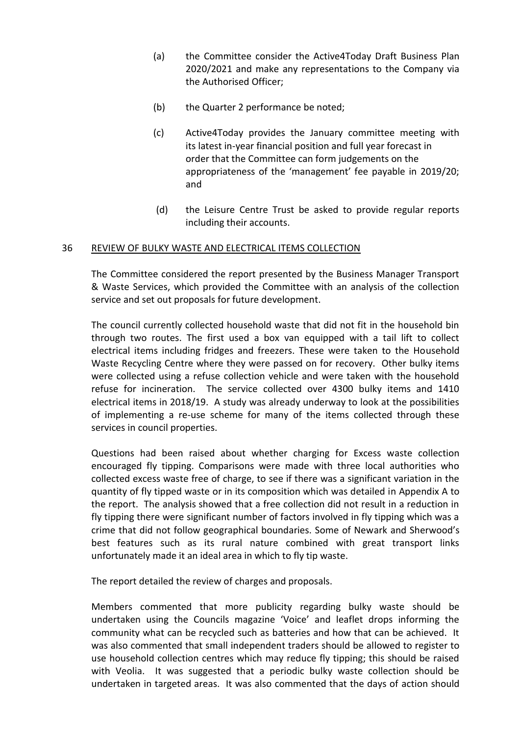(a) the Committee consider the Active4Today Draft Business Plan 2020/2021 and make any representations to the Company via the Authorised Officer;

(b) the Quarter 2 performance be noted;

(c) Active4Today provides the January committee meeting with its latest in-year financial position and full year forecast in order that the Committee can form judgements on the appropriateness of the 'management' fee payable in 2019/20; and

(d) the Leisure Centre Trust be asked to provide regular reports including their accounts.

## 36 REVIEW OF BULKY WASTE AND ELECTRICAL ITEMS COLLECTION

The Committee considered the report presented by the Business Manager Transport & Waste Services, which provided the Committee with an analysis of the collection service and set out proposals for future development.

The council currently collected household waste that did not fit in the household bin through two routes. The first used a box van equipped with a tail lift to collect electrical items including fridges and freezers. These were taken to the Household Waste Recycling Centre where they were passed on for recovery. Other bulky items were collected using a refuse collection vehicle and were taken with the household refuse for incineration. The service collected over 4300 bulky items and 1410 electrical items in 2018/19. A study was already underway to look at the possibilities of implementing a re-use scheme for many of the items collected through these services in council properties.

Questions had been raised about whether charging for Excess waste collection encouraged fly tipping. Comparisons were made with three local authorities who collected excess waste free of charge, to see if there was a significant variation in the quantity of fly tipped waste or in its composition which was detailed in Appendix A to the report. The analysis showed that a free collection did not result in a reduction in fly tipping there were significant number of factors involved in fly tipping which was a crime that did not follow geographical boundaries. Some of Newark and Sherwood's best features such as its rural nature combined with great transport links unfortunately made it an ideal area in which to fly tip waste.

The report detailed the review of charges and proposals.

Members commented that more publicity regarding bulky waste should be undertaken using the Councils magazine 'Voice' and leaflet drops informing the community what can be recycled such as batteries and how that can be achieved. It was also commented that small independent traders should be allowed to register to use household collection centres which may reduce fly tipping; this should be raised with Veolia. It was suggested that a periodic bulky waste collection should be undertaken in targeted areas. It was also commented that the days of action should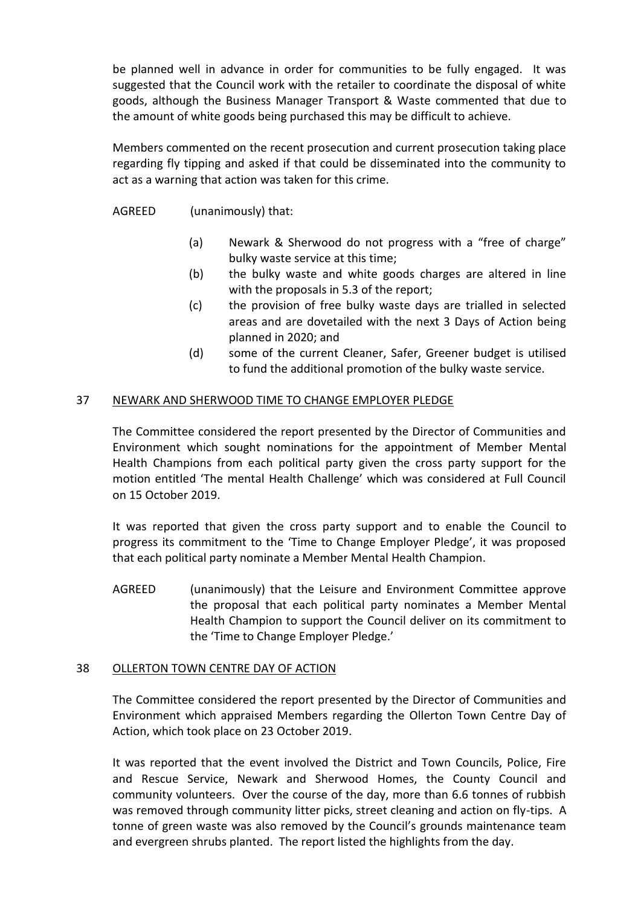be planned well in advance in order for communities to be fully engaged. It was suggested that the Council work with the retailer to coordinate the disposal of white goods, although the Business Manager Transport & Waste commented that due to the amount of white goods being purchased this may be difficult to achieve.

Members commented on the recent prosecution and current prosecution taking place regarding fly tipping and asked if that could be disseminated into the community to act as a warning that action was taken for this crime.

AGREED (unanimously) that:

(a) Newark & Sherwood do not progress with a "free of charge" bulky waste service at this time;

(b) the bulky waste and white goods charges are altered in line with the proposals in 5.3 of the report;

(c) the provision of free bulky waste days are trialled in selected areas and are dovetailed with the next 3 Days of Action being planned in 2020; and

(d) some of the current Cleaner, Safer, Greener budget is utilised to fund the additional promotion of the bulky waste service.

## 37 NEWARK AND SHERWOOD TIME TO CHANGE EMPLOYER PLEDGE

The Committee considered the report presented by the Director of Communities and Environment which sought nominations for the appointment of Member Mental Health Champions from each political party given the cross party support for the motion entitled 'The mental Health Challenge' which was considered at Full Council on 15 October 2019.

It was reported that given the cross party support and to enable the Council to progress its commitment to the 'Time to Change Employer Pledge', it was proposed that each political party nominate a Member Mental Health Champion.

AGREED (unanimously) that the Leisure and Environment Committee approve the proposal that each political party nominates a Member Mental Health Champion to support the Council deliver on its commitment to the 'Time to Change Employer Pledge.'

## 38 OLLERTON TOWN CENTRE DAY OF ACTION

The Committee considered the report presented by the Director of Communities and Environment which appraised Members regarding the Ollerton Town Centre Day of Action, which took place on 23 October 2019.

It was reported that the event involved the District and Town Councils, Police, Fire and Rescue Service, Newark and Sherwood Homes, the County Council and community volunteers. Over the course of the day, more than 6.6 tonnes of rubbish was removed through community litter picks, street cleaning and action on fly-tips. A tonne of green waste was also removed by the Council's grounds maintenance team and evergreen shrubs planted. The report listed the highlights from the day.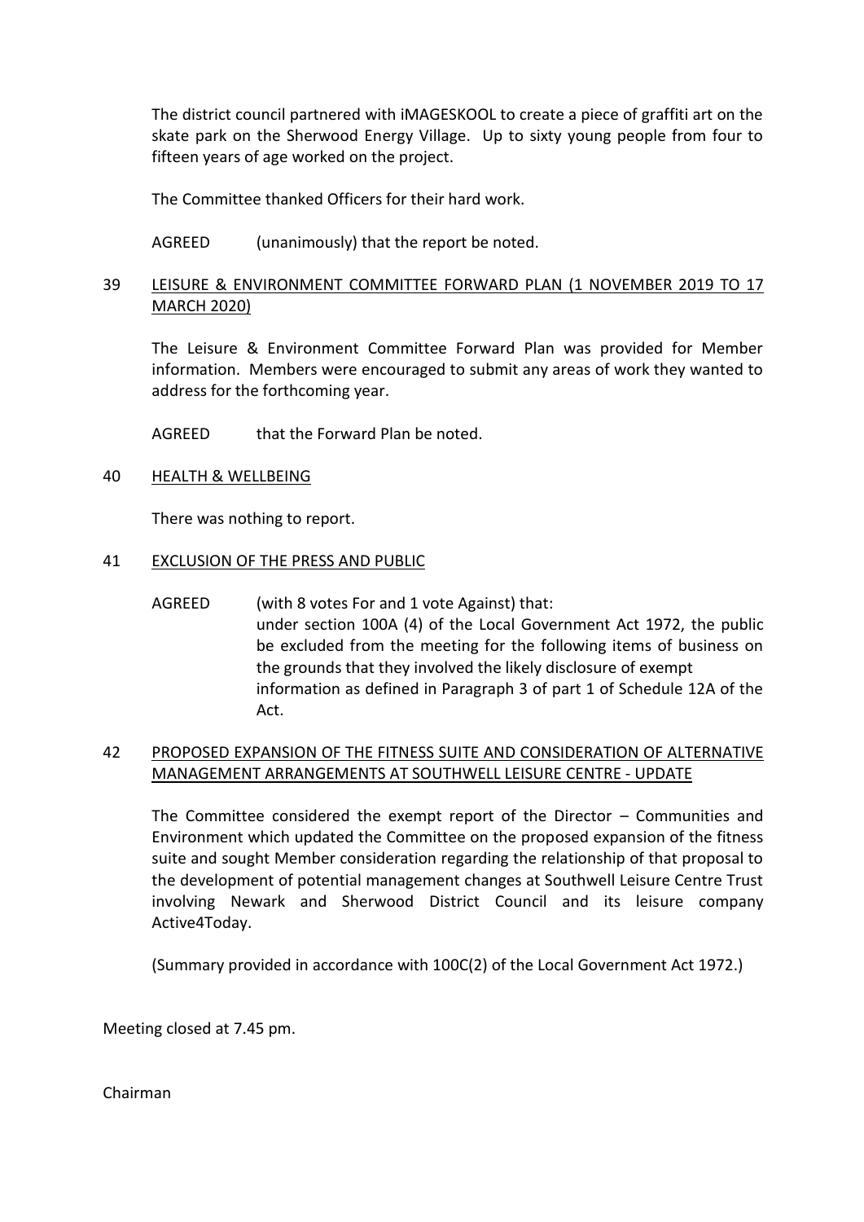The district council partnered with iMAGESKOOL to create a piece of graffiti art on the skate park on the Sherwood Energy Village. Up to sixty young people from four to fifteen years of age worked on the project.

The Committee thanked Officers for their hard work.

AGREED (unanimously) that the report be noted.

## 39 LEISURE & ENVIRONMENT COMMITTEE FORWARD PLAN (1 NOVEMBER 2019 TO 17 MARCH 2020)

The Leisure & Environment Committee Forward Plan was provided for Member information. Members were encouraged to submit any areas of work they wanted to address for the forthcoming year.

AGREED that the Forward Plan be noted.

## 40 HEALTH & WELLBEING

There was nothing to report.

## 41 EXCLUSION OF THE PRESS AND PUBLIC

AGREED (with 8 votes For and 1 vote Against) that:
under section 100A (4) of the Local Government Act 1972, the public be excluded from the meeting for the following items of business on the grounds that they involved the likely disclosure of exempt information as defined in Paragraph 3 of part 1 of Schedule 12A of the Act.

## 42 PROPOSED EXPANSION OF THE FITNESS SUITE AND CONSIDERATION OF ALTERNATIVE MANAGEMENT ARRANGEMENTS AT SOUTHWELL LEISURE CENTRE - UPDATE

The Committee considered the exempt report of the Director – Communities and Environment which updated the Committee on the proposed expansion of the fitness suite and sought Member consideration regarding the relationship of that proposal to the development of potential management changes at Southwell Leisure Centre Trust involving Newark and Sherwood District Council and its leisure company Active4Today.

(Summary provided in accordance with 100C(2) of the Local Government Act 1972.)

Meeting closed at 7.45 pm.

Chairman